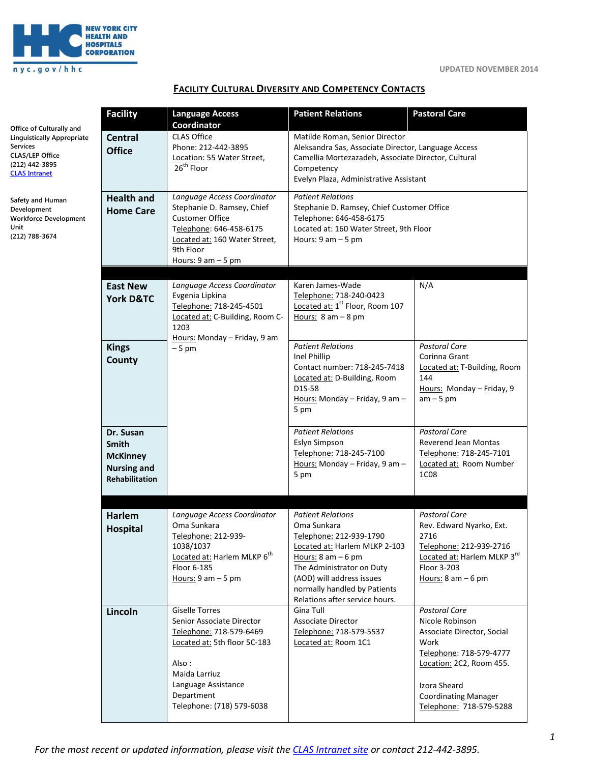NEW YORK CITY HEALTH AND HOSPITALS CORPORATION

nyc.gov/hhc

UPDATED NOVEMBER 2014

## FACILITY CULTURAL DIVERSITY AND COMPETENCY CONTACTS

Office of Culturally and Linguistically Appropriate Services
CLAS/LEP Office
(212) 442-3895
CLAS Intranet

Safety and Human Development Workforce Development Unit
(212) 788-3674

| Facility | Language Access Coordinator | Patient Relations | Pastoral Care |
|---|---|---|---|
| **Central Office** | CLAS Office<br>Phone: 212-442-3895<br>Location: 55 Water Street, 26th Floor | Matilde Roman, Senior Director<br>Aleksandra Sas, Associate Director, Language Access<br>Camellia Mortezazadeh, Associate Director, Cultural Competency<br>Evelyn Plaza, Administrative Assistant | |
| **Health and Home Care** | *Language Access Coordinator*<br>Stephanie D. Ramsey, Chief Customer Office<br>Telephone: 646-458-6175<br>Located at: 160 Water Street, 9th Floor<br>Hours: 9 am – 5 pm | *Patient Relations*<br>Stephanie D. Ramsey, Chief Customer Office<br>Telephone: 646-458-6175<br>Located at: 160 Water Street, 9th Floor<br>Hours: 9 am – 5 pm | |
| **East New York D&TC** | *Language Access Coordinator*<br>Evgenia Lipkina<br>Telephone: 718-245-4501<br>Located at: C-Building, Room C-1203<br>Hours: Monday – Friday, 9 am – 5 pm | Karen James-Wade<br>Telephone: 718-240-0423<br>Located at: 1st Floor, Room 107<br>Hours: 8 am – 8 pm | N/A |
| **Kings County** | | *Patient Relations*<br>Inel Phillip<br>Contact number: 718-245-7418<br>Located at: D-Building, Room D1S-58<br>Hours: Monday – Friday, 9 am – 5 pm | *Pastoral Care*<br>Corinna Grant<br>Located at: T-Building, Room 144<br>Hours: Monday – Friday, 9 am – 5 pm |
| **Dr. Susan Smith McKinney Nursing and Rehabilitation** | | *Patient Relations*<br>Eslyn Simpson<br>Telephone: 718-245-7100<br>Hours: Monday – Friday, 9 am – 5 pm | *Pastoral Care*<br>Reverend Jean Montas<br>Telephone: 718-245-7101<br>Located at: Room Number 1C08 |
| **Harlem Hospital** | *Language Access Coordinator*<br>Oma Sunkara<br>Telephone: 212-939-1038/1037<br>Located at: Harlem MLKP 6th Floor 6-185<br>Hours: 9 am – 5 pm | *Patient Relations*<br>Oma Sunkara<br>Telephone: 212-939-1790<br>Located at: Harlem MLKP 2-103<br>Hours: 8 am – 6 pm<br>The Administrator on Duty (AOD) will address issues normally handled by Patients Relations after service hours. | *Pastoral Care*<br>Rev. Edward Nyarko, Ext. 2716<br>Telephone: 212-939-2716<br>Located at: Harlem MLKP 3rd Floor 3-203<br>Hours: 8 am – 6 pm |
| **Lincoln** | Giselle Torres<br>Senior Associate Director<br>Telephone: 718-579-6469<br>Located at: 5th floor 5C-183<br><br>Also :<br>Maida Larriuz<br>Language Assistance Department<br>Telephone: (718) 579-6038 | Gina Tull<br>Associate Director<br>Telephone: 718-579-5537<br>Located at: Room 1C1 | *Pastoral Care*<br>Nicole Robinson<br>Associate Director, Social Work<br>Telephone: 718-579-4777<br>Location: 2C2, Room 455.<br><br>Izora Sheard<br>Coordinating Manager<br>Telephone: 718-579-5288 |

*For the most recent or updated information, please visit the CLAS Intranet site or contact 212-442-3895.*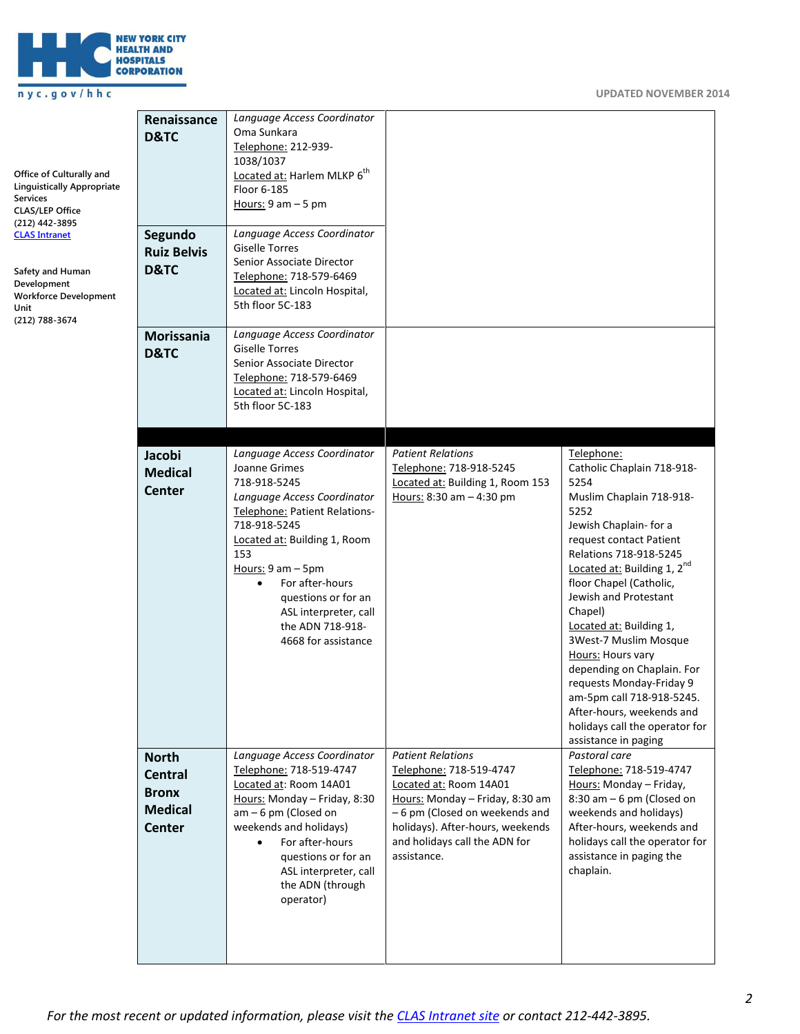**NEW YORK CITY HEALTH AND HOSPITALS CORPORATION**
nyc.gov/hhc

UPDATED NOVEMBER 2014

Office of Culturally and Linguistically Appropriate Services
CLAS/LEP Office
(212) 442-3895
CLAS Intranet

Safety and Human Development
Workforce Development Unit
(212) 788-3674

| | | | |
|---|---|---|---|
| **Renaissance D&TC** | *Language Access Coordinator*<br>Oma Sunkara<br>Telephone: 212-939-1038/1037<br>Located at: Harlem MLKP 6th Floor 6-185<br>Hours: 9 am – 5 pm | | |
| **Segundo Ruiz Belvis D&TC** | *Language Access Coordinator*<br>Giselle Torres<br>Senior Associate Director<br>Telephone: 718-579-6469<br>Located at: Lincoln Hospital, 5th floor 5C-183 | | |
| **Morissania D&TC** | *Language Access Coordinator*<br>Giselle Torres<br>Senior Associate Director<br>Telephone: 718-579-6469<br>Located at: Lincoln Hospital, 5th floor 5C-183 | | |
| | | | |
| **Jacobi Medical Center** | *Language Access Coordinator*<br>Joanne Grimes<br>718-918-5245<br>*Language Access Coordinator*<br>Telephone: Patient Relations-718-918-5245<br>Located at: Building 1, Room 153<br>Hours: 9 am – 5pm<br>• For after-hours questions or for an ASL interpreter, call the ADN 718-918-4668 for assistance | *Patient Relations*<br>Telephone: 718-918-5245<br>Located at: Building 1, Room 153<br>Hours: 8:30 am – 4:30 pm | Telephone:<br>Catholic Chaplain 718-918-5254<br>Muslim Chaplain 718-918-5252<br>Jewish Chaplain- for a request contact Patient Relations 718-918-5245<br>Located at: Building 1, 2nd floor Chapel (Catholic, Jewish and Protestant Chapel)<br>Located at: Building 1, 3West-7 Muslim Mosque<br>Hours: Hours vary depending on Chaplain. For requests Monday-Friday 9 am-5pm call 718-918-5245. After-hours, weekends and holidays call the operator for assistance in paging |
| **North Central Bronx Medical Center** | *Language Access Coordinator*<br>Telephone: 718-519-4747<br>Located at: Room 14A01<br>Hours: Monday – Friday, 8:30 am – 6 pm (Closed on weekends and holidays)<br>• For after-hours questions or for an ASL interpreter, call the ADN (through operator) | *Patient Relations*<br>Telephone: 718-519-4747<br>Located at: Room 14A01<br>Hours: Monday – Friday, 8:30 am – 6 pm (Closed on weekends and holidays). After-hours, weekends and holidays call the ADN for assistance. | *Pastoral care*<br>Telephone: 718-519-4747<br>Hours: Monday – Friday, 8:30 am – 6 pm (Closed on weekends and holidays)<br>After-hours, weekends and holidays call the operator for assistance in paging the chaplain. |

*For the most recent or updated information, please visit the CLAS Intranet site or contact 212-442-3895.*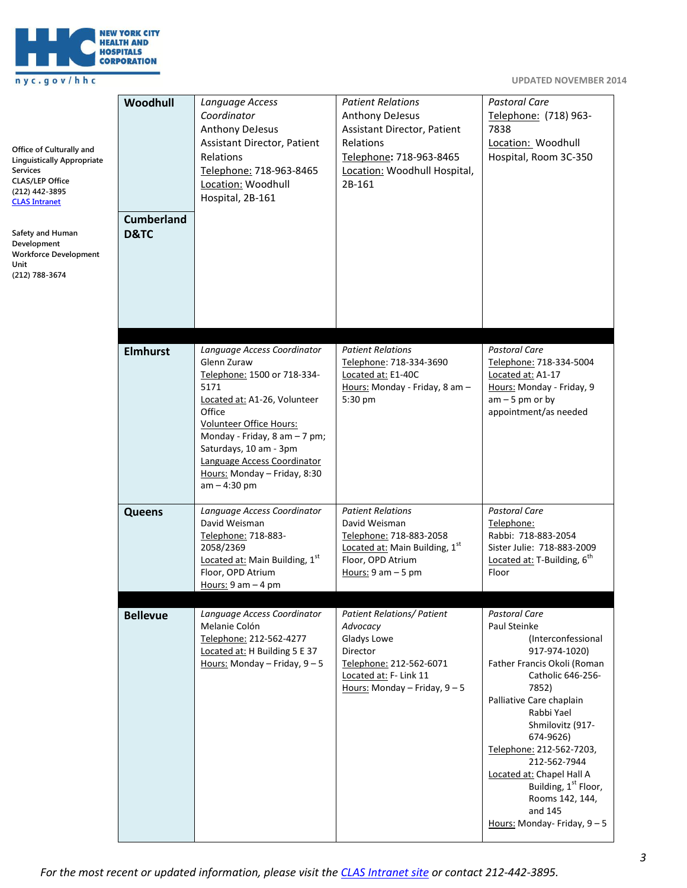NEW YORK CITY HEALTH AND HOSPITALS CORPORATION

nyc.gov/hhc

UPDATED NOVEMBER 2014

Office of Culturally and Linguistically Appropriate Services
CLAS/LEP Office
(212) 442-3895
CLAS Intranet

Safety and Human Development
Workforce Development Unit
(212) 788-3674

| Facility | Language Access Coordinator | Patient Relations | Pastoral Care |
|---|---|---|---|
| **Woodhull** | *Language Access Coordinator*<br>Anthony DeJesus<br>Assistant Director, Patient Relations<br>Telephone: 718-963-8465<br>Location: Woodhull Hospital, 2B-161 | *Patient Relations*<br>Anthony DeJesus<br>Assistant Director, Patient Relations<br>Telephone: 718-963-8465<br>Location: Woodhull Hospital, 2B-161 | *Pastoral Care*<br>Telephone: (718) 963-7838<br>Location: Woodhull Hospital, Room 3C-350 |
| **Cumberland D&TC** | | | |
| **Elmhurst** | *Language Access Coordinator*<br>Glenn Zuraw<br>Telephone: 1500 or 718-334-5171<br>Located at: A1-26, Volunteer Office<br>Volunteer Office Hours: Monday - Friday, 8 am – 7 pm; Saturdays, 10 am - 3pm<br>Language Access Coordinator Hours: Monday – Friday, 8:30 am – 4:30 pm | *Patient Relations*<br>Telephone: 718-334-3690<br>Located at: E1-40C<br>Hours: Monday - Friday, 8 am – 5:30 pm | *Pastoral Care*<br>Telephone: 718-334-5004<br>Located at: A1-17<br>Hours: Monday - Friday, 9 am – 5 pm or by appointment/as needed |
| **Queens** | *Language Access Coordinator*<br>David Weisman<br>Telephone: 718-883-2058/2369<br>Located at: Main Building, 1st Floor, OPD Atrium<br>Hours: 9 am – 4 pm | *Patient Relations*<br>David Weisman<br>Telephone: 718-883-2058<br>Located at: Main Building, 1st Floor, OPD Atrium<br>Hours: 9 am – 5 pm | *Pastoral Care*<br>Telephone:<br>Rabbi: 718-883-2054<br>Sister Julie: 718-883-2009<br>Located at: T-Building, 6th Floor |
| **Bellevue** | *Language Access Coordinator*<br>Melanie Colón<br>Telephone: 212-562-4277<br>Located at: H Building 5 E 37<br>Hours: Monday – Friday, 9 – 5 | *Patient Relations/ Patient Advocacy*<br>Gladys Lowe<br>Director<br>Telephone: 212-562-6071<br>Located at: F- Link 11<br>Hours: Monday – Friday, 9 – 5 | *Pastoral Care*<br>Paul Steinke (Interconfessional 917-974-1020)<br>Father Francis Okoli (Roman Catholic 646-256-7852)<br>Palliative Care chaplain Rabbi Yael Shmilovitz (917-674-9626)<br>Telephone: 212-562-7203, 212-562-7944<br>Located at: Chapel Hall A Building, 1st Floor, Rooms 142, 144, and 145<br>Hours: Monday- Friday, 9 – 5 |

*For the most recent or updated information, please visit the CLAS Intranet site or contact 212-442-3895.*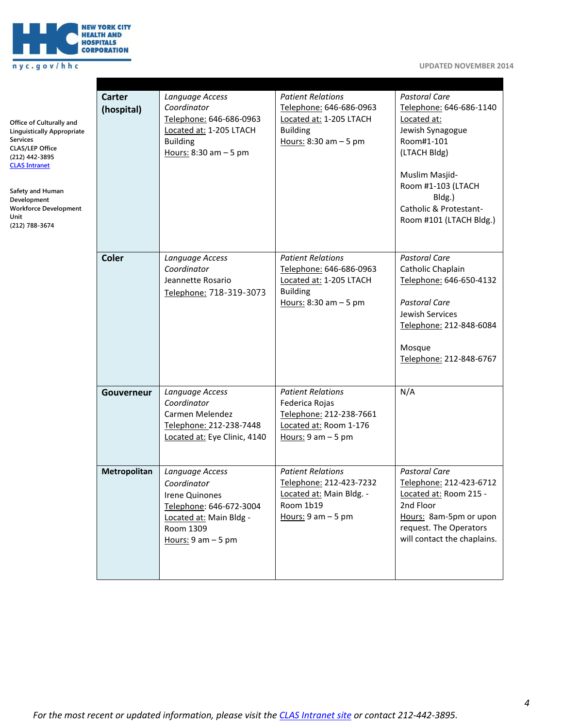NEW YORK CITY HEALTH AND HOSPITALS CORPORATION
nyc.gov/hhc

UPDATED NOVEMBER 2014

Office of Culturally and Linguistically Appropriate Services
CLAS/LEP Office
(212) 442-3895
CLAS Intranet

Safety and Human Development
Workforce Development Unit
(212) 788-3674

| | | | |
|---|---|---|---|
| **Carter (hospital)** | *Language Access Coordinator*<br>Telephone: 646-686-0963<br>Located at: 1-205 LTACH Building<br>Hours: 8:30 am – 5 pm | *Patient Relations*<br>Telephone: 646-686-0963<br>Located at: 1-205 LTACH Building<br>Hours: 8:30 am – 5 pm | *Pastoral Care*<br>Telephone: 646-686-1140<br>Located at:<br>Jewish Synagogue Room#1-101 (LTACH Bldg)<br><br>Muslim Masjid- Room #1-103 (LTACH Bldg.)<br>Catholic & Protestant- Room #101 (LTACH Bldg.) |
| **Coler** | *Language Access Coordinator*<br>Jeannette Rosario<br>Telephone: 718-319-3073 | *Patient Relations*<br>Telephone: 646-686-0963<br>Located at: 1-205 LTACH Building<br>Hours: 8:30 am – 5 pm | *Pastoral Care*<br>Catholic Chaplain<br>Telephone: 646-650-4132<br><br>*Pastoral Care*<br>Jewish Services<br>Telephone: 212-848-6084<br><br>Mosque<br>Telephone: 212-848-6767 |
| **Gouverneur** | *Language Access Coordinator*<br>Carmen Melendez<br>Telephone: 212-238-7448<br>Located at: Eye Clinic, 4140 | *Patient Relations*<br>Federica Rojas<br>Telephone: 212-238-7661<br>Located at: Room 1-176<br>Hours: 9 am – 5 pm | N/A |
| **Metropolitan** | *Language Access Coordinator*<br>Irene Quinones<br>Telephone: 646-672-3004<br>Located at: Main Bldg - Room 1309<br>Hours: 9 am – 5 pm | *Patient Relations*<br>Telephone: 212-423-7232<br>Located at: Main Bldg. - Room 1b19<br>Hours: 9 am – 5 pm | *Pastoral Care*<br>Telephone: 212-423-6712<br>Located at: Room 215 - 2nd Floor<br>Hours: 8am-5pm or upon request. The Operators will contact the chaplains. |

*For the most recent or updated information, please visit the CLAS Intranet site or contact 212-442-3895.*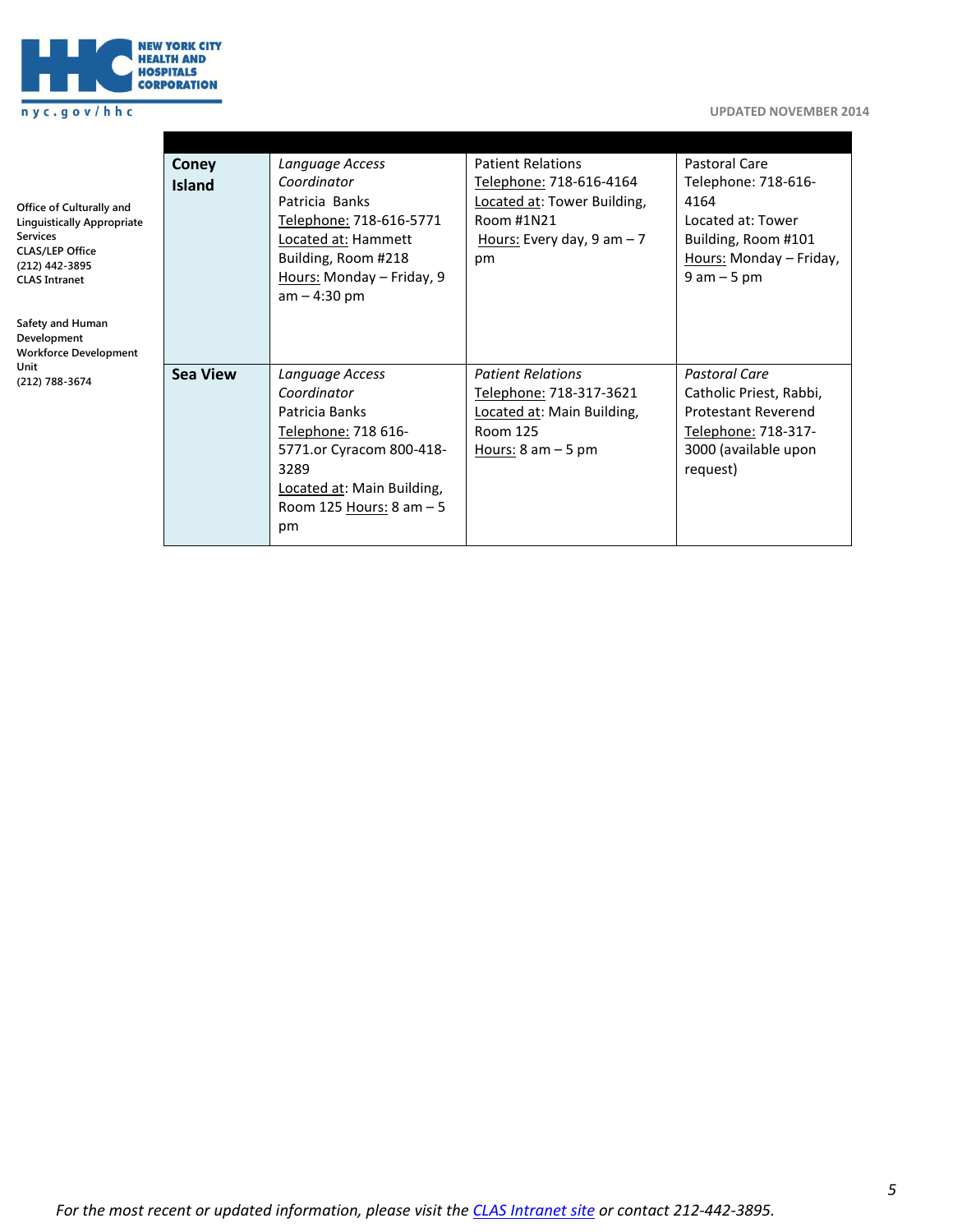NEW YORK CITY HEALTH AND HOSPITALS CORPORATION

nyc.gov/hhc

UPDATED NOVEMBER 2014

Office of Culturally and Linguistically Appropriate Services
CLAS/LEP Office
(212) 442-3895
CLAS Intranet

Safety and Human Development
Workforce Development Unit
(212) 788-3674

| | | | |
|---|---|---|---|
| **Coney Island** | *Language Access Coordinator* Patricia Banks Telephone: 718-616-5771 Located at: Hammett Building, Room #218 Hours: Monday – Friday, 9 am – 4:30 pm | Patient Relations Telephone: 718-616-4164 Located at: Tower Building, Room #1N21 Hours: Every day, 9 am – 7 pm | Pastoral Care Telephone: 718-616-4164 Located at: Tower Building, Room #101 Hours: Monday – Friday, 9 am – 5 pm |
| **Sea View** | *Language Access Coordinator* Patricia Banks Telephone: 718 616-5771.or Cyracom 800-418-3289 Located at: Main Building, Room 125 Hours: 8 am – 5 pm | *Patient Relations* Telephone: 718-317-3621 Located at: Main Building, Room 125 Hours: 8 am – 5 pm | *Pastoral Care* Catholic Priest, Rabbi, Protestant Reverend Telephone: 718-317-3000 (available upon request) |

*For the most recent or updated information, please visit the CLAS Intranet site or contact 212-442-3895.*